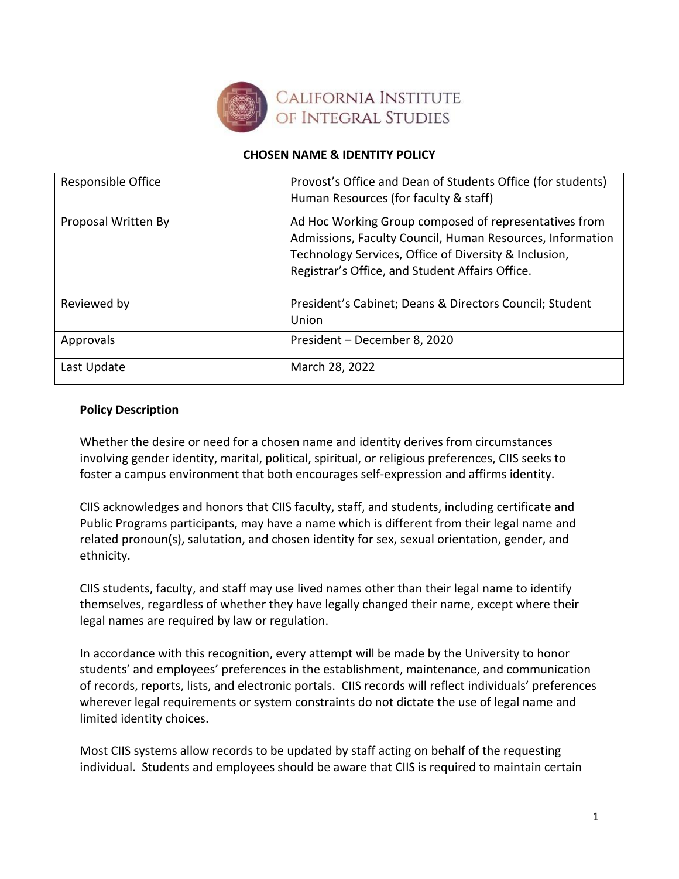CALIFORNIA INSTITUTE OF INTEGRAL STUDIES

**CHOSEN NAME & IDENTITY POLICY**

| Responsible Office | Provost's Office and Dean of Students Office (for students) Human Resources (for faculty & staff) |
|---|---|
| Proposal Written By | Ad Hoc Working Group composed of representatives from Admissions, Faculty Council, Human Resources, Information Technology Services, Office of Diversity & Inclusion, Registrar's Office, and Student Affairs Office. |
| Reviewed by | President's Cabinet; Deans & Directors Council; Student Union |
| Approvals | President – December 8, 2020 |
| Last Update | March 28, 2022 |

**Policy Description**

Whether the desire or need for a chosen name and identity derives from circumstances involving gender identity, marital, political, spiritual, or religious preferences, CIIS seeks to foster a campus environment that both encourages self-expression and affirms identity.

CIIS acknowledges and honors that CIIS faculty, staff, and students, including certificate and Public Programs participants, may have a name which is different from their legal name and related pronoun(s), salutation, and chosen identity for sex, sexual orientation, gender, and ethnicity.

CIIS students, faculty, and staff may use lived names other than their legal name to identify themselves, regardless of whether they have legally changed their name, except where their legal names are required by law or regulation.

In accordance with this recognition, every attempt will be made by the University to honor students' and employees' preferences in the establishment, maintenance, and communication of records, reports, lists, and electronic portals. CIIS records will reflect individuals' preferences wherever legal requirements or system constraints do not dictate the use of legal name and limited identity choices.

Most CIIS systems allow records to be updated by staff acting on behalf of the requesting individual. Students and employees should be aware that CIIS is required to maintain certain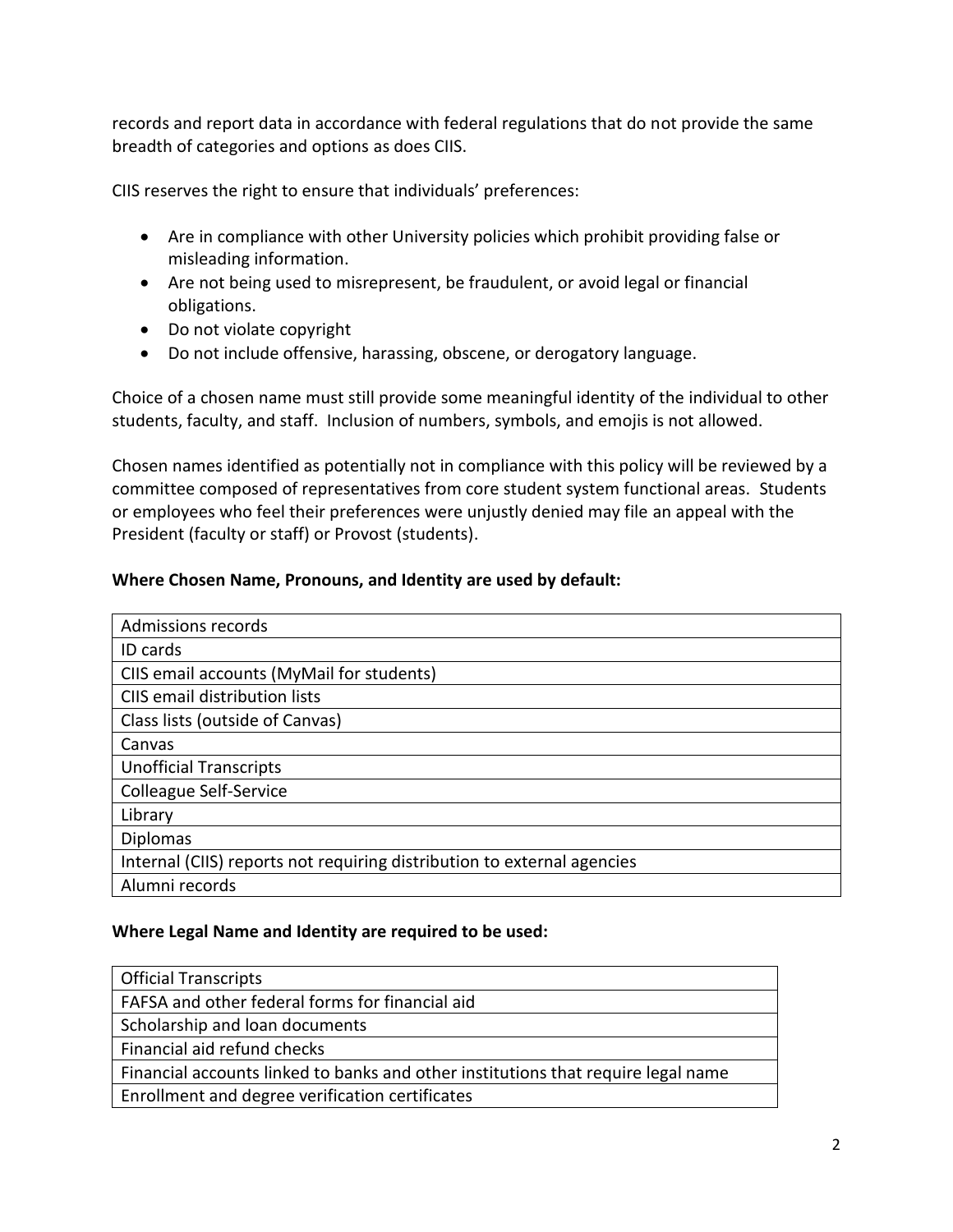records and report data in accordance with federal regulations that do not provide the same breadth of categories and options as does CIIS.

CIIS reserves the right to ensure that individuals' preferences:

- Are in compliance with other University policies which prohibit providing false or misleading information.
- Are not being used to misrepresent, be fraudulent, or avoid legal or financial obligations.
- Do not violate copyright
- Do not include offensive, harassing, obscene, or derogatory language.

Choice of a chosen name must still provide some meaningful identity of the individual to other students, faculty, and staff. Inclusion of numbers, symbols, and emojis is not allowed.

Chosen names identified as potentially not in compliance with this policy will be reviewed by a committee composed of representatives from core student system functional areas. Students or employees who feel their preferences were unjustly denied may file an appeal with the President (faculty or staff) or Provost (students).

**Where Chosen Name, Pronouns, and Identity are used by default:**

| Admissions records |
|---|
| ID cards |
| CIIS email accounts (MyMail for students) |
| CIIS email distribution lists |
| Class lists (outside of Canvas) |
| Canvas |
| Unofficial Transcripts |
| Colleague Self-Service |
| Library |
| Diplomas |
| Internal (CIIS) reports not requiring distribution to external agencies |
| Alumni records |

**Where Legal Name and Identity are required to be used:**

| Official Transcripts |
|---|
| FAFSA and other federal forms for financial aid |
| Scholarship and loan documents |
| Financial aid refund checks |
| Financial accounts linked to banks and other institutions that require legal name |
| Enrollment and degree verification certificates |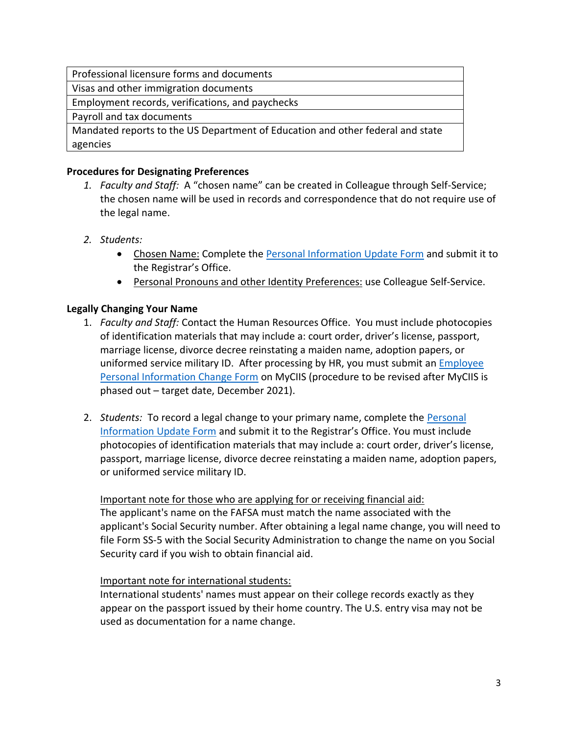| Professional licensure forms and documents |
|---|
| Visas and other immigration documents |
| Employment records, verifications, and paychecks |
| Payroll and tax documents |
| Mandated reports to the US Department of Education and other federal and state agencies |

**Procedures for Designating Preferences**

1. *Faculty and Staff:* A "chosen name" can be created in Colleague through Self-Service; the chosen name will be used in records and correspondence that do not require use of the legal name.

2. *Students:*
   - Chosen Name: Complete the Personal Information Update Form and submit it to the Registrar's Office.
   - Personal Pronouns and other Identity Preferences: use Colleague Self-Service.

**Legally Changing Your Name**

1. *Faculty and Staff:* Contact the Human Resources Office. You must include photocopies of identification materials that may include a: court order, driver's license, passport, marriage license, divorce decree reinstating a maiden name, adoption papers, or uniformed service military ID. After processing by HR, you must submit an Employee Personal Information Change Form on MyCIIS (procedure to be revised after MyCIIS is phased out – target date, December 2021).

2. *Students:* To record a legal change to your primary name, complete the Personal Information Update Form and submit it to the Registrar's Office. You must include photocopies of identification materials that may include a: court order, driver's license, passport, marriage license, divorce decree reinstating a maiden name, adoption papers, or uniformed service military ID.

   Important note for those who are applying for or receiving financial aid:
   The applicant's name on the FAFSA must match the name associated with the applicant's Social Security number. After obtaining a legal name change, you will need to file Form SS-5 with the Social Security Administration to change the name on you Social Security card if you wish to obtain financial aid.

   Important note for international students:
   International students' names must appear on their college records exactly as they appear on the passport issued by their home country. The U.S. entry visa may not be used as documentation for a name change.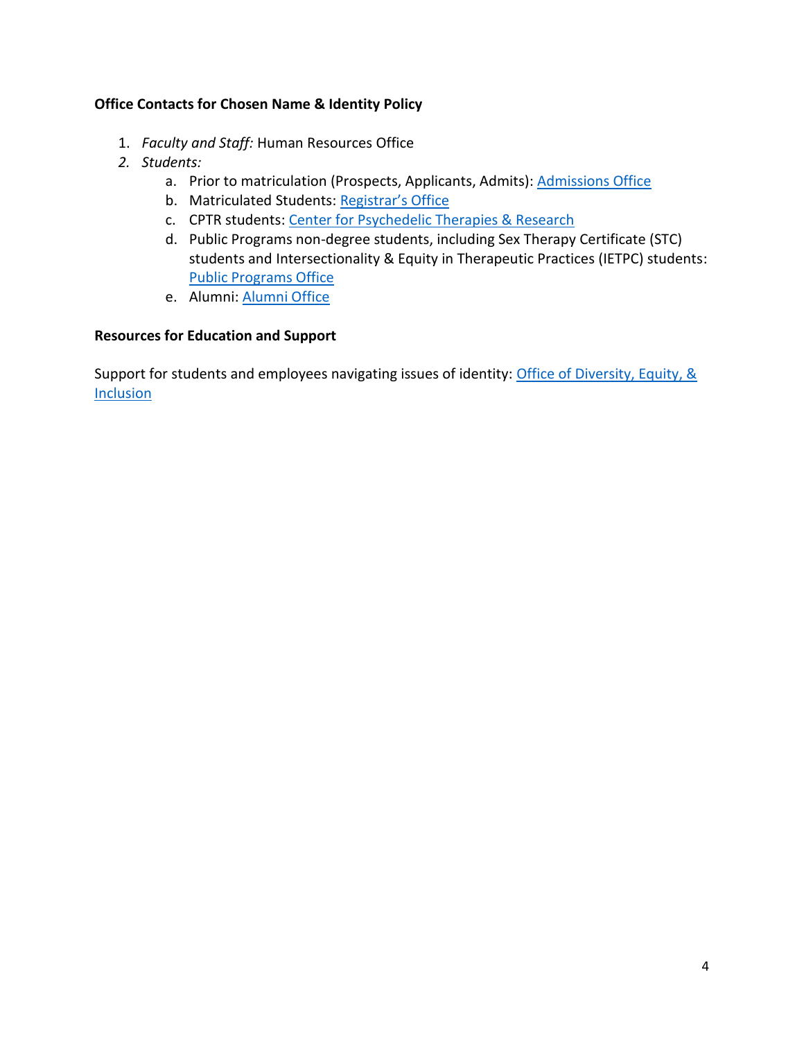**Office Contacts for Chosen Name & Identity Policy**

1. *Faculty and Staff:* Human Resources Office
2. *Students:*
    a. Prior to matriculation (Prospects, Applicants, Admits): Admissions Office
    b. Matriculated Students: Registrar's Office
    c. CPTR students: Center for Psychedelic Therapies & Research
    d. Public Programs non-degree students, including Sex Therapy Certificate (STC) students and Intersectionality & Equity in Therapeutic Practices (IETPC) students: Public Programs Office
    e. Alumni: Alumni Office

**Resources for Education and Support**

Support for students and employees navigating issues of identity: Office of Diversity, Equity, & Inclusion